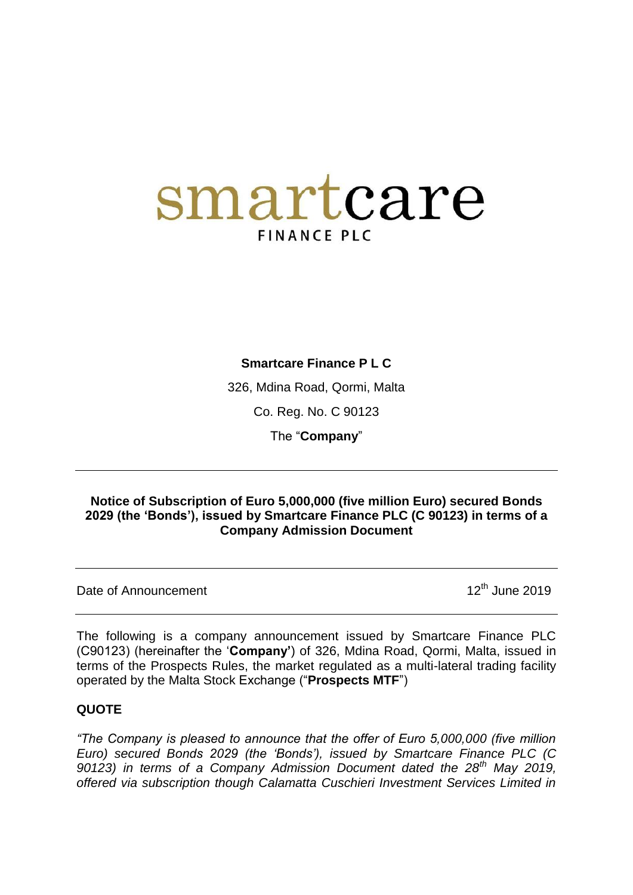# smartcare
FINANCE PLC

**Smartcare Finance P L C**

326, Mdina Road, Qormi, Malta

Co. Reg. No. C 90123

The "**Company**"

---

**Notice of Subscription of Euro 5,000,000 (five million Euro) secured Bonds 2029 (the 'Bonds'), issued by Smartcare Finance PLC (C 90123) in terms of a Company Admission Document**

---

Date of Announcement 12th June 2019

---

The following is a company announcement issued by Smartcare Finance PLC (C90123) (hereinafter the '**Company'**) of 326, Mdina Road, Qormi, Malta, issued in terms of the Prospects Rules, the market regulated as a multi-lateral trading facility operated by the Malta Stock Exchange ("**Prospects MTF**")

**QUOTE**

*"The Company is pleased to announce that the offer of Euro 5,000,000 (five million Euro) secured Bonds 2029 (the 'Bonds'), issued by Smartcare Finance PLC (C 90123) in terms of a Company Admission Document dated the 28th May 2019, offered via subscription though Calamatta Cuschieri Investment Services Limited in*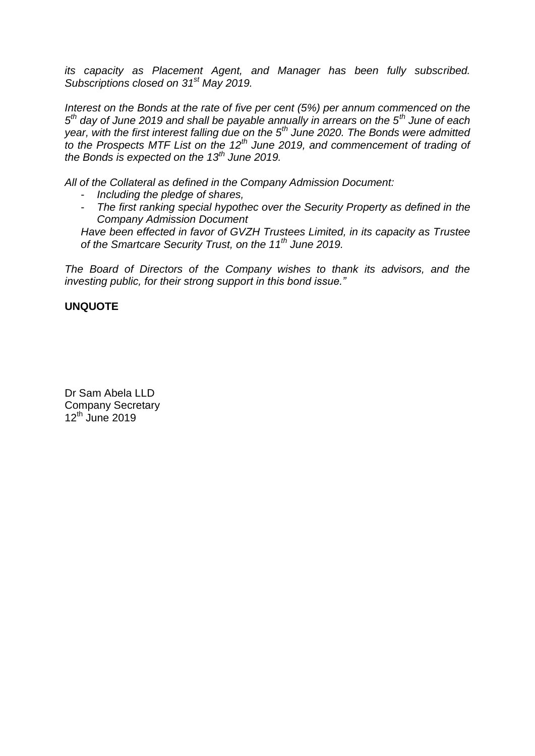*its capacity as Placement Agent, and Manager has been fully subscribed. Subscriptions closed on 31st May 2019.*

*Interest on the Bonds at the rate of five per cent (5%) per annum commenced on the 5th day of June 2019 and shall be payable annually in arrears on the 5th June of each year, with the first interest falling due on the 5th June 2020. The Bonds were admitted to the Prospects MTF List on the 12th June 2019, and commencement of trading of the Bonds is expected on the 13th June 2019.*

*All of the Collateral as defined in the Company Admission Document:*

- *Including the pledge of shares,*
- *The first ranking special hypothec over the Security Property as defined in the Company Admission Document*

*Have been effected in favor of GVZH Trustees Limited, in its capacity as Trustee of the Smartcare Security Trust, on the 11th June 2019.*

*The Board of Directors of the Company wishes to thank its advisors, and the investing public, for their strong support in this bond issue."*

**UNQUOTE**

Dr Sam Abela LLD
Company Secretary
12th June 2019